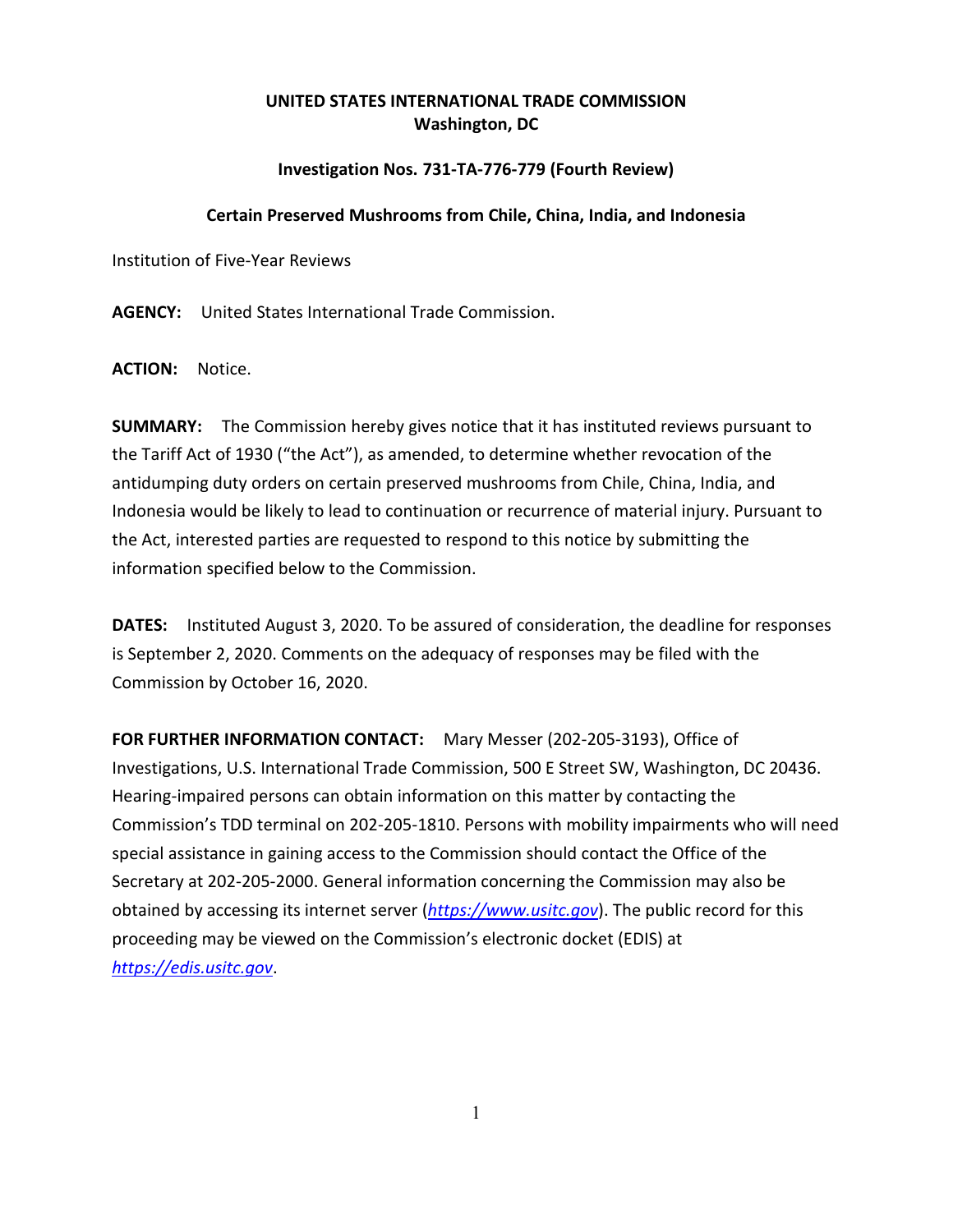**UNITED STATES INTERNATIONAL TRADE COMMISSION**
**Washington, DC**

**Investigation Nos. 731-TA-776-779 (Fourth Review)**

**Certain Preserved Mushrooms from Chile, China, India, and Indonesia**

Institution of Five-Year Reviews

**AGENCY:** United States International Trade Commission.

**ACTION:** Notice.

**SUMMARY:** The Commission hereby gives notice that it has instituted reviews pursuant to the Tariff Act of 1930 ("the Act"), as amended, to determine whether revocation of the antidumping duty orders on certain preserved mushrooms from Chile, China, India, and Indonesia would be likely to lead to continuation or recurrence of material injury. Pursuant to the Act, interested parties are requested to respond to this notice by submitting the information specified below to the Commission.

**DATES:** Instituted August 3, 2020. To be assured of consideration, the deadline for responses is September 2, 2020. Comments on the adequacy of responses may be filed with the Commission by October 16, 2020.

**FOR FURTHER INFORMATION CONTACT:** Mary Messer (202-205-3193), Office of Investigations, U.S. International Trade Commission, 500 E Street SW, Washington, DC 20436. Hearing-impaired persons can obtain information on this matter by contacting the Commission's TDD terminal on 202-205-1810. Persons with mobility impairments who will need special assistance in gaining access to the Commission should contact the Office of the Secretary at 202-205-2000. General information concerning the Commission may also be obtained by accessing its internet server (*https://www.usitc.gov*). The public record for this proceeding may be viewed on the Commission's electronic docket (EDIS) at *https://edis.usitc.gov*.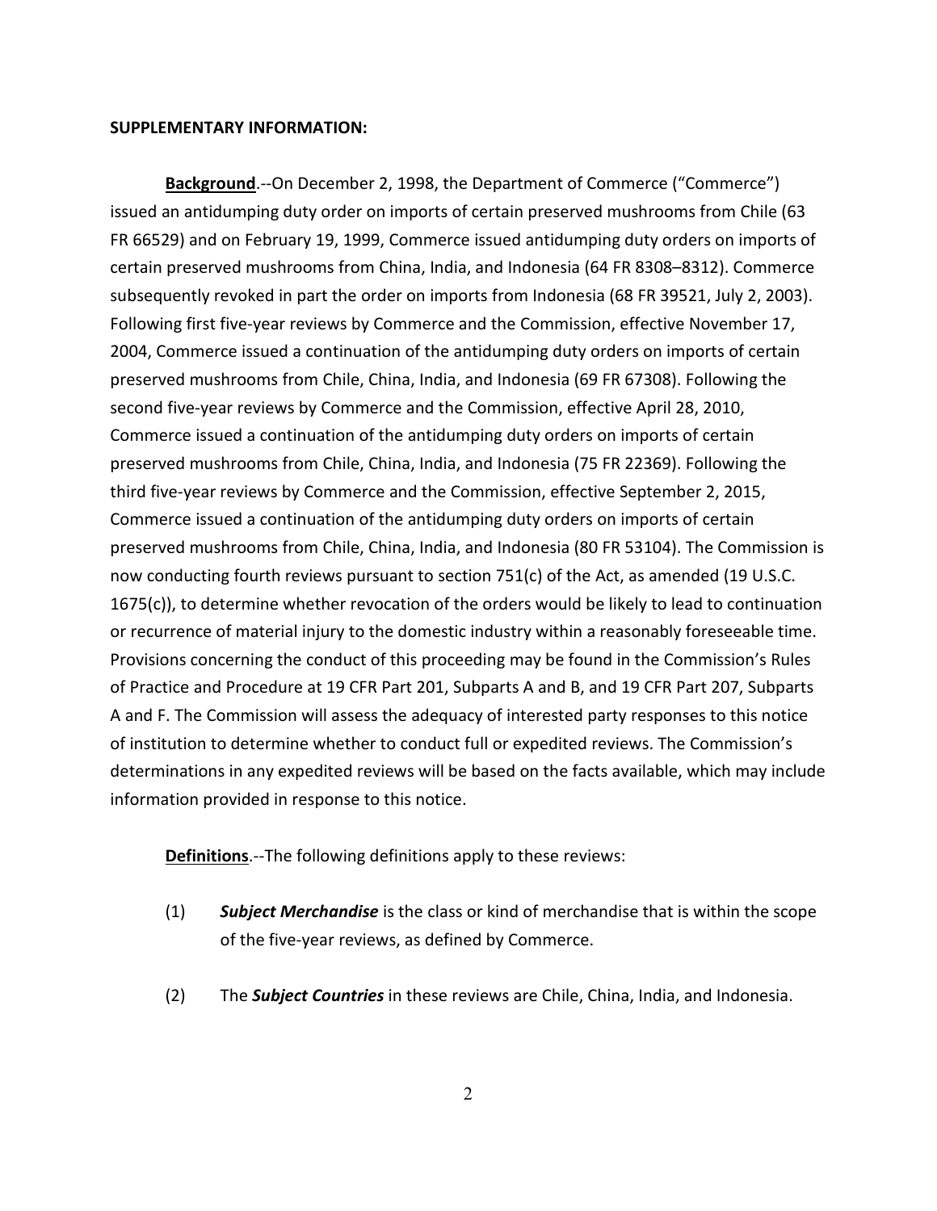**SUPPLEMENTARY INFORMATION:**

**Background**.--On December 2, 1998, the Department of Commerce ("Commerce") issued an antidumping duty order on imports of certain preserved mushrooms from Chile (63 FR 66529) and on February 19, 1999, Commerce issued antidumping duty orders on imports of certain preserved mushrooms from China, India, and Indonesia (64 FR 8308–8312). Commerce subsequently revoked in part the order on imports from Indonesia (68 FR 39521, July 2, 2003). Following first five-year reviews by Commerce and the Commission, effective November 17, 2004, Commerce issued a continuation of the antidumping duty orders on imports of certain preserved mushrooms from Chile, China, India, and Indonesia (69 FR 67308). Following the second five-year reviews by Commerce and the Commission, effective April 28, 2010, Commerce issued a continuation of the antidumping duty orders on imports of certain preserved mushrooms from Chile, China, India, and Indonesia (75 FR 22369). Following the third five-year reviews by Commerce and the Commission, effective September 2, 2015, Commerce issued a continuation of the antidumping duty orders on imports of certain preserved mushrooms from Chile, China, India, and Indonesia (80 FR 53104). The Commission is now conducting fourth reviews pursuant to section 751(c) of the Act, as amended (19 U.S.C. 1675(c)), to determine whether revocation of the orders would be likely to lead to continuation or recurrence of material injury to the domestic industry within a reasonably foreseeable time. Provisions concerning the conduct of this proceeding may be found in the Commission's Rules of Practice and Procedure at 19 CFR Part 201, Subparts A and B, and 19 CFR Part 207, Subparts A and F. The Commission will assess the adequacy of interested party responses to this notice of institution to determine whether to conduct full or expedited reviews. The Commission's determinations in any expedited reviews will be based on the facts available, which may include information provided in response to this notice.

**Definitions**.--The following definitions apply to these reviews:

(1) ***Subject Merchandise*** is the class or kind of merchandise that is within the scope of the five-year reviews, as defined by Commerce.

(2) The ***Subject Countries*** in these reviews are Chile, China, India, and Indonesia.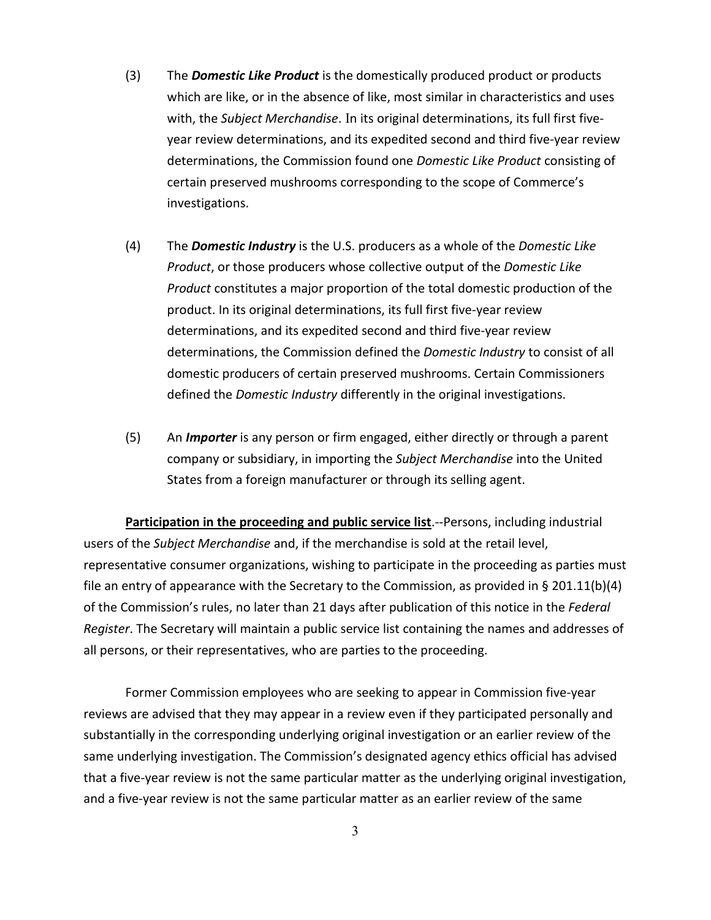(3) The ***Domestic Like Product*** is the domestically produced product or products which are like, or in the absence of like, most similar in characteristics and uses with, the *Subject Merchandise*. In its original determinations, its full first five-year review determinations, and its expedited second and third five-year review determinations, the Commission found one *Domestic Like Product* consisting of certain preserved mushrooms corresponding to the scope of Commerce's investigations.

(4) The ***Domestic Industry*** is the U.S. producers as a whole of the *Domestic Like Product*, or those producers whose collective output of the *Domestic Like Product* constitutes a major proportion of the total domestic production of the product. In its original determinations, its full first five-year review determinations, and its expedited second and third five-year review determinations, the Commission defined the *Domestic Industry* to consist of all domestic producers of certain preserved mushrooms. Certain Commissioners defined the *Domestic Industry* differently in the original investigations.

(5) An ***Importer*** is any person or firm engaged, either directly or through a parent company or subsidiary, in importing the *Subject Merchandise* into the United States from a foreign manufacturer or through its selling agent.

**Participation in the proceeding and public service list**.--Persons, including industrial users of the *Subject Merchandise* and, if the merchandise is sold at the retail level, representative consumer organizations, wishing to participate in the proceeding as parties must file an entry of appearance with the Secretary to the Commission, as provided in § 201.11(b)(4) of the Commission's rules, no later than 21 days after publication of this notice in the *Federal Register*. The Secretary will maintain a public service list containing the names and addresses of all persons, or their representatives, who are parties to the proceeding.

Former Commission employees who are seeking to appear in Commission five-year reviews are advised that they may appear in a review even if they participated personally and substantially in the corresponding underlying original investigation or an earlier review of the same underlying investigation. The Commission's designated agency ethics official has advised that a five-year review is not the same particular matter as the underlying original investigation, and a five-year review is not the same particular matter as an earlier review of the same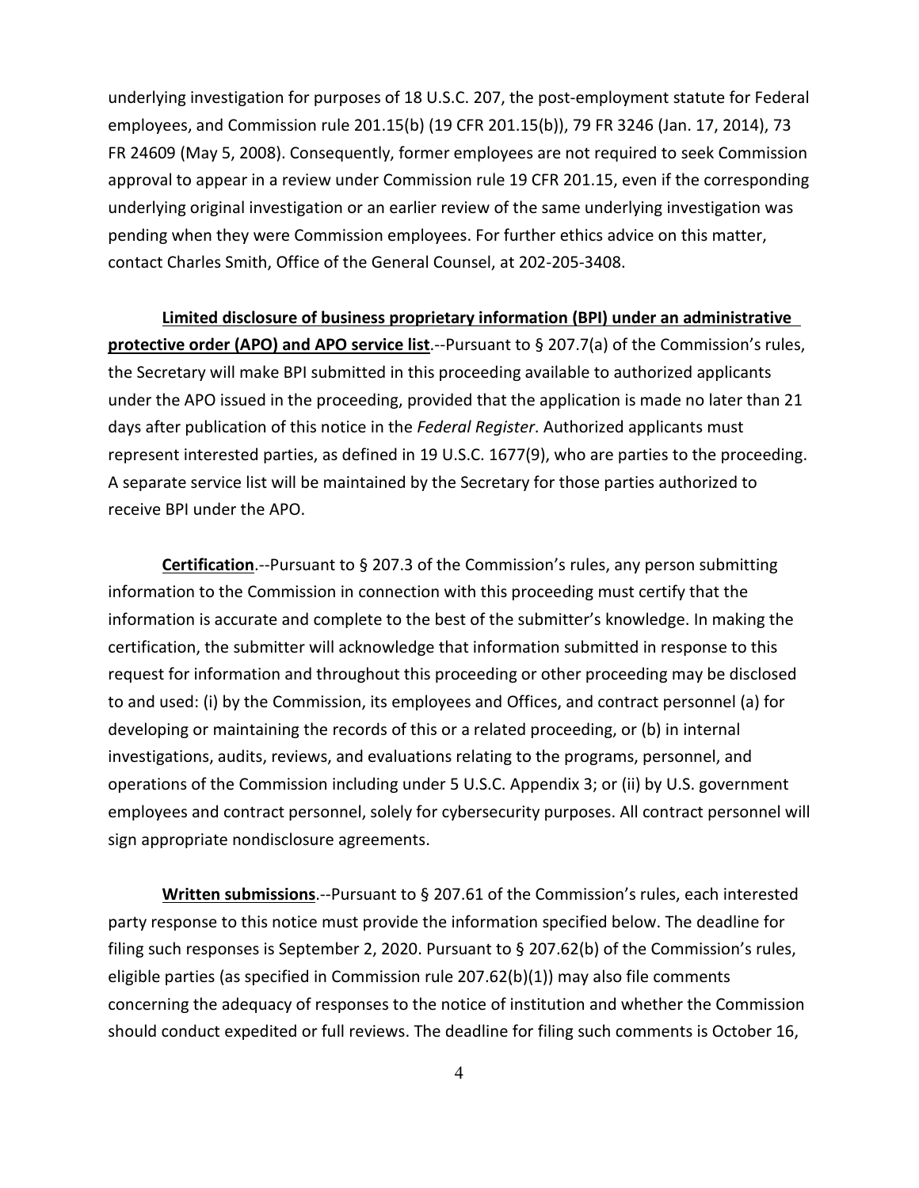underlying investigation for purposes of 18 U.S.C. 207, the post-employment statute for Federal employees, and Commission rule 201.15(b) (19 CFR 201.15(b)), 79 FR 3246 (Jan. 17, 2014), 73 FR 24609 (May 5, 2008). Consequently, former employees are not required to seek Commission approval to appear in a review under Commission rule 19 CFR 201.15, even if the corresponding underlying original investigation or an earlier review of the same underlying investigation was pending when they were Commission employees. For further ethics advice on this matter, contact Charles Smith, Office of the General Counsel, at 202-205-3408.

**Limited disclosure of business proprietary information (BPI) under an administrative protective order (APO) and APO service list**.--Pursuant to § 207.7(a) of the Commission's rules, the Secretary will make BPI submitted in this proceeding available to authorized applicants under the APO issued in the proceeding, provided that the application is made no later than 21 days after publication of this notice in the *Federal Register*. Authorized applicants must represent interested parties, as defined in 19 U.S.C. 1677(9), who are parties to the proceeding. A separate service list will be maintained by the Secretary for those parties authorized to receive BPI under the APO.

**Certification**.--Pursuant to § 207.3 of the Commission's rules, any person submitting information to the Commission in connection with this proceeding must certify that the information is accurate and complete to the best of the submitter's knowledge. In making the certification, the submitter will acknowledge that information submitted in response to this request for information and throughout this proceeding or other proceeding may be disclosed to and used: (i) by the Commission, its employees and Offices, and contract personnel (a) for developing or maintaining the records of this or a related proceeding, or (b) in internal investigations, audits, reviews, and evaluations relating to the programs, personnel, and operations of the Commission including under 5 U.S.C. Appendix 3; or (ii) by U.S. government employees and contract personnel, solely for cybersecurity purposes. All contract personnel will sign appropriate nondisclosure agreements.

**Written submissions**.--Pursuant to § 207.61 of the Commission's rules, each interested party response to this notice must provide the information specified below. The deadline for filing such responses is September 2, 2020. Pursuant to § 207.62(b) of the Commission's rules, eligible parties (as specified in Commission rule 207.62(b)(1)) may also file comments concerning the adequacy of responses to the notice of institution and whether the Commission should conduct expedited or full reviews. The deadline for filing such comments is October 16,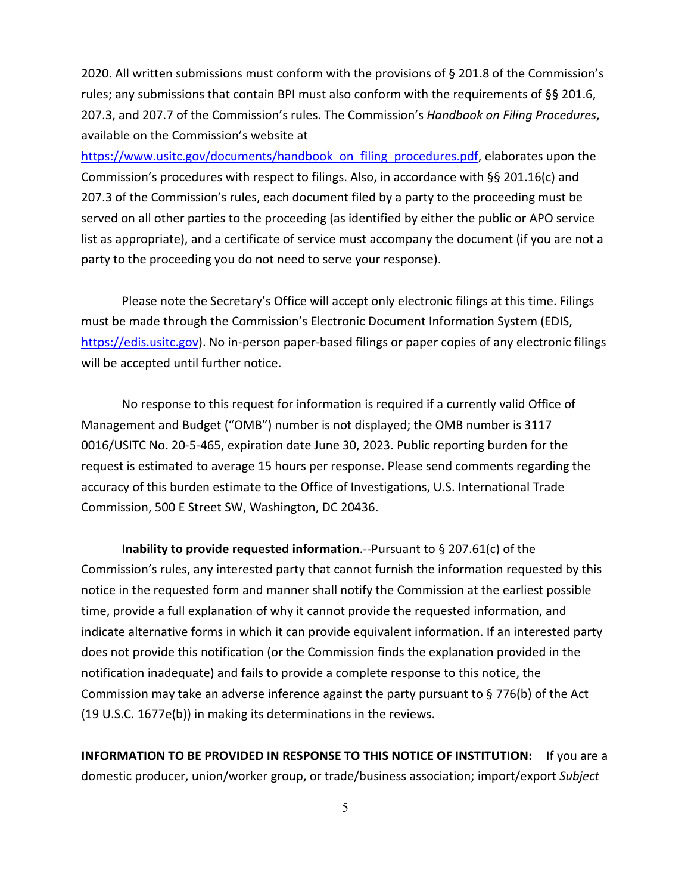2020. All written submissions must conform with the provisions of § 201.8 of the Commission's rules; any submissions that contain BPI must also conform with the requirements of §§ 201.6, 207.3, and 207.7 of the Commission's rules. The Commission's *Handbook on Filing Procedures*, available on the Commission's website at https://www.usitc.gov/documents/handbook_on_filing_procedures.pdf, elaborates upon the Commission's procedures with respect to filings. Also, in accordance with §§ 201.16(c) and 207.3 of the Commission's rules, each document filed by a party to the proceeding must be served on all other parties to the proceeding (as identified by either the public or APO service list as appropriate), and a certificate of service must accompany the document (if you are not a party to the proceeding you do not need to serve your response).

Please note the Secretary's Office will accept only electronic filings at this time. Filings must be made through the Commission's Electronic Document Information System (EDIS, https://edis.usitc.gov). No in-person paper-based filings or paper copies of any electronic filings will be accepted until further notice.

No response to this request for information is required if a currently valid Office of Management and Budget ("OMB") number is not displayed; the OMB number is 3117 0016/USITC No. 20-5-465, expiration date June 30, 2023. Public reporting burden for the request is estimated to average 15 hours per response. Please send comments regarding the accuracy of this burden estimate to the Office of Investigations, U.S. International Trade Commission, 500 E Street SW, Washington, DC 20436.

**Inability to provide requested information**.--Pursuant to § 207.61(c) of the Commission's rules, any interested party that cannot furnish the information requested by this notice in the requested form and manner shall notify the Commission at the earliest possible time, provide a full explanation of why it cannot provide the requested information, and indicate alternative forms in which it can provide equivalent information. If an interested party does not provide this notification (or the Commission finds the explanation provided in the notification inadequate) and fails to provide a complete response to this notice, the Commission may take an adverse inference against the party pursuant to § 776(b) of the Act (19 U.S.C. 1677e(b)) in making its determinations in the reviews.

**INFORMATION TO BE PROVIDED IN RESPONSE TO THIS NOTICE OF INSTITUTION:** If you are a domestic producer, union/worker group, or trade/business association; import/export *Subject*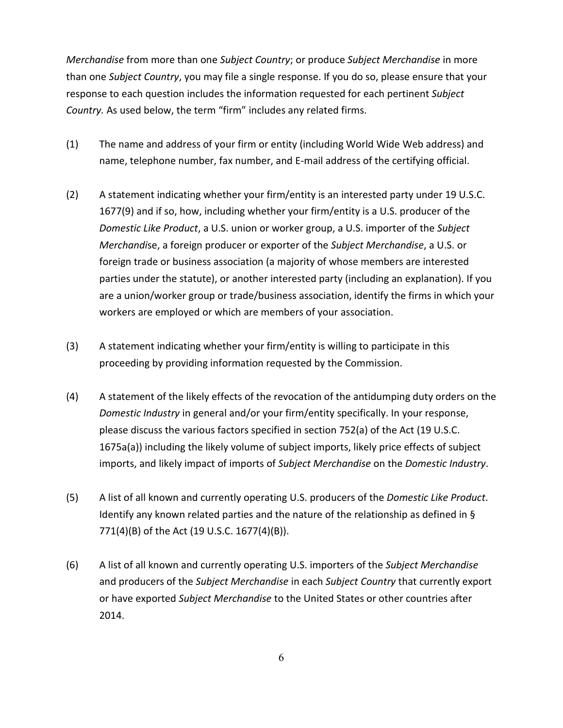*Merchandise* from more than one *Subject Country*; or produce *Subject Merchandise* in more than one *Subject Country*, you may file a single response. If you do so, please ensure that your response to each question includes the information requested for each pertinent *Subject Country.* As used below, the term "firm" includes any related firms.

(1) The name and address of your firm or entity (including World Wide Web address) and name, telephone number, fax number, and E-mail address of the certifying official.

(2) A statement indicating whether your firm/entity is an interested party under 19 U.S.C. 1677(9) and if so, how, including whether your firm/entity is a U.S. producer of the *Domestic Like Product*, a U.S. union or worker group, a U.S. importer of the *Subject Merchandis*e, a foreign producer or exporter of the *Subject Merchandise*, a U.S. or foreign trade or business association (a majority of whose members are interested parties under the statute), or another interested party (including an explanation). If you are a union/worker group or trade/business association, identify the firms in which your workers are employed or which are members of your association.

(3) A statement indicating whether your firm/entity is willing to participate in this proceeding by providing information requested by the Commission.

(4) A statement of the likely effects of the revocation of the antidumping duty orders on the *Domestic Industry* in general and/or your firm/entity specifically. In your response, please discuss the various factors specified in section 752(a) of the Act (19 U.S.C. 1675a(a)) including the likely volume of subject imports, likely price effects of subject imports, and likely impact of imports of *Subject Merchandise* on the *Domestic Industry*.

(5) A list of all known and currently operating U.S. producers of the *Domestic Like Product*. Identify any known related parties and the nature of the relationship as defined in § 771(4)(B) of the Act (19 U.S.C. 1677(4)(B)).

(6) A list of all known and currently operating U.S. importers of the *Subject Merchandise* and producers of the *Subject Merchandise* in each *Subject Country* that currently export or have exported *Subject Merchandise* to the United States or other countries after 2014.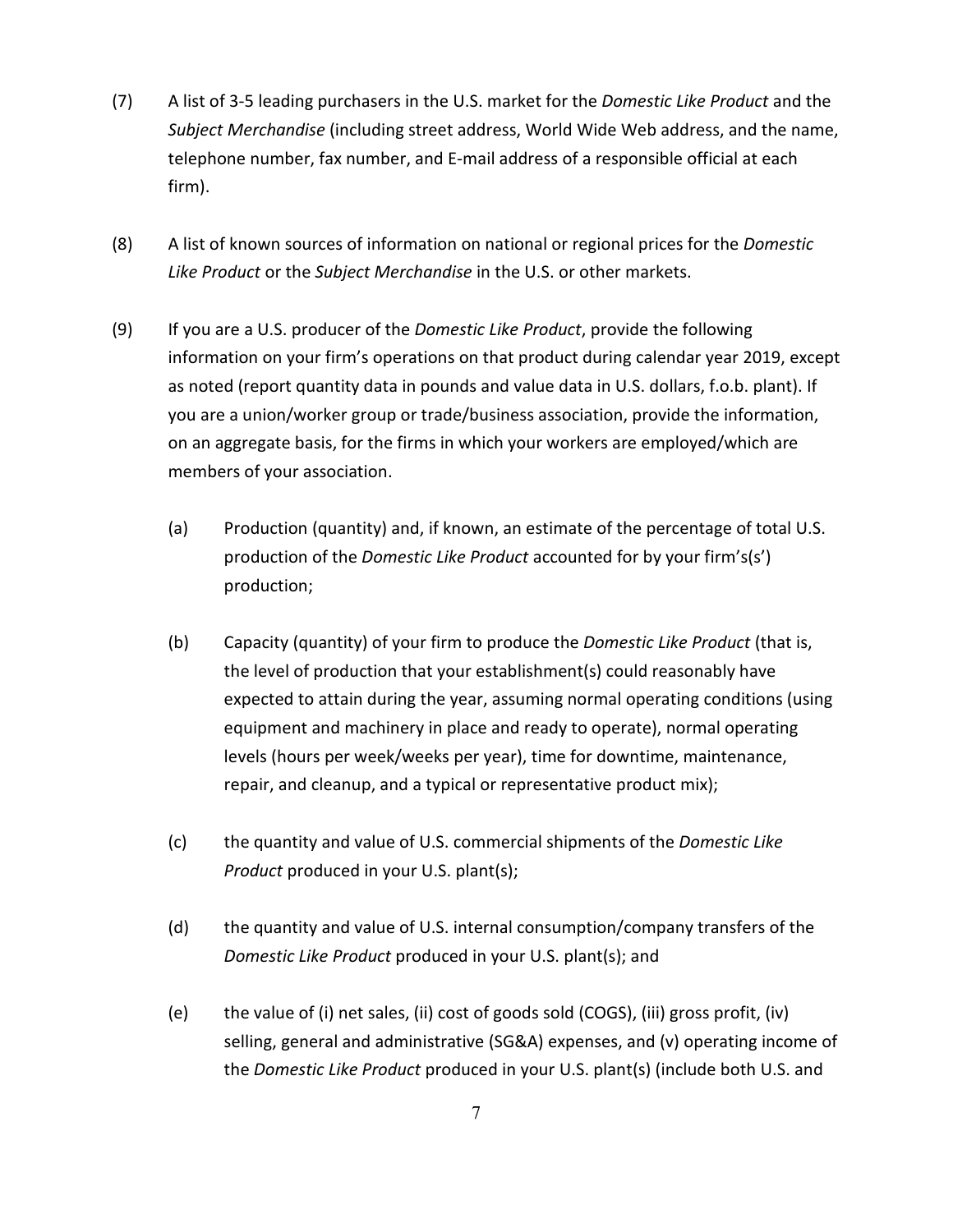(7) A list of 3-5 leading purchasers in the U.S. market for the *Domestic Like Product* and the *Subject Merchandise* (including street address, World Wide Web address, and the name, telephone number, fax number, and E-mail address of a responsible official at each firm).

(8) A list of known sources of information on national or regional prices for the *Domestic Like Product* or the *Subject Merchandise* in the U.S. or other markets.

(9) If you are a U.S. producer of the *Domestic Like Product*, provide the following information on your firm's operations on that product during calendar year 2019, except as noted (report quantity data in pounds and value data in U.S. dollars, f.o.b. plant). If you are a union/worker group or trade/business association, provide the information, on an aggregate basis, for the firms in which your workers are employed/which are members of your association.

  (a) Production (quantity) and, if known, an estimate of the percentage of total U.S. production of the *Domestic Like Product* accounted for by your firm's(s') production;

  (b) Capacity (quantity) of your firm to produce the *Domestic Like Product* (that is, the level of production that your establishment(s) could reasonably have expected to attain during the year, assuming normal operating conditions (using equipment and machinery in place and ready to operate), normal operating levels (hours per week/weeks per year), time for downtime, maintenance, repair, and cleanup, and a typical or representative product mix);

  (c) the quantity and value of U.S. commercial shipments of the *Domestic Like Product* produced in your U.S. plant(s);

  (d) the quantity and value of U.S. internal consumption/company transfers of the *Domestic Like Product* produced in your U.S. plant(s); and

  (e) the value of (i) net sales, (ii) cost of goods sold (COGS), (iii) gross profit, (iv) selling, general and administrative (SG&A) expenses, and (v) operating income of the *Domestic Like Product* produced in your U.S. plant(s) (include both U.S. and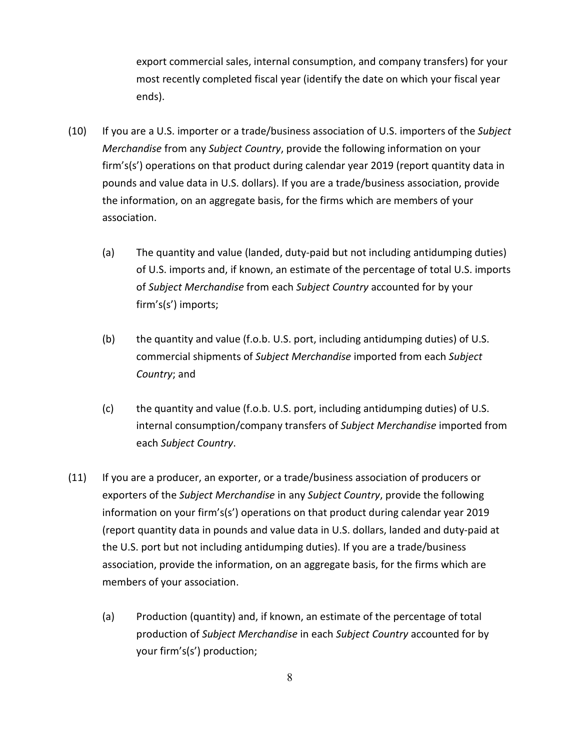export commercial sales, internal consumption, and company transfers) for your most recently completed fiscal year (identify the date on which your fiscal year ends).

(10) If you are a U.S. importer or a trade/business association of U.S. importers of the *Subject Merchandise* from any *Subject Country*, provide the following information on your firm's(s') operations on that product during calendar year 2019 (report quantity data in pounds and value data in U.S. dollars). If you are a trade/business association, provide the information, on an aggregate basis, for the firms which are members of your association.

(a) The quantity and value (landed, duty-paid but not including antidumping duties) of U.S. imports and, if known, an estimate of the percentage of total U.S. imports of *Subject Merchandise* from each *Subject Country* accounted for by your firm's(s') imports;

(b) the quantity and value (f.o.b. U.S. port, including antidumping duties) of U.S. commercial shipments of *Subject Merchandise* imported from each *Subject Country*; and

(c) the quantity and value (f.o.b. U.S. port, including antidumping duties) of U.S. internal consumption/company transfers of *Subject Merchandise* imported from each *Subject Country*.

(11) If you are a producer, an exporter, or a trade/business association of producers or exporters of the *Subject Merchandise* in any *Subject Country*, provide the following information on your firm's(s') operations on that product during calendar year 2019 (report quantity data in pounds and value data in U.S. dollars, landed and duty-paid at the U.S. port but not including antidumping duties). If you are a trade/business association, provide the information, on an aggregate basis, for the firms which are members of your association.

(a) Production (quantity) and, if known, an estimate of the percentage of total production of *Subject Merchandise* in each *Subject Country* accounted for by your firm's(s') production;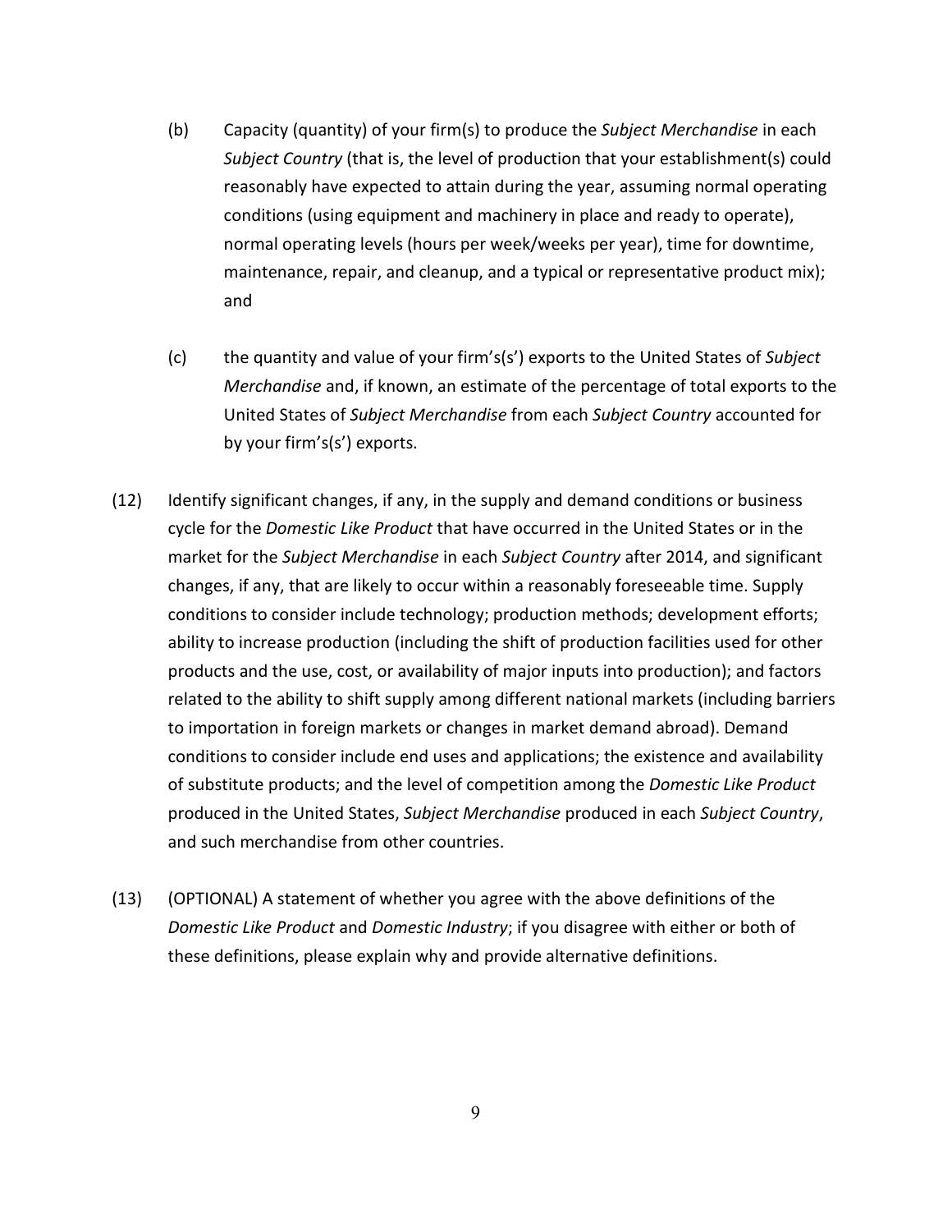(b) Capacity (quantity) of your firm(s) to produce the *Subject Merchandise* in each *Subject Country* (that is, the level of production that your establishment(s) could reasonably have expected to attain during the year, assuming normal operating conditions (using equipment and machinery in place and ready to operate), normal operating levels (hours per week/weeks per year), time for downtime, maintenance, repair, and cleanup, and a typical or representative product mix); and

(c) the quantity and value of your firm's(s') exports to the United States of *Subject Merchandise* and, if known, an estimate of the percentage of total exports to the United States of *Subject Merchandise* from each *Subject Country* accounted for by your firm's(s') exports.

(12) Identify significant changes, if any, in the supply and demand conditions or business cycle for the *Domestic Like Product* that have occurred in the United States or in the market for the *Subject Merchandise* in each *Subject Country* after 2014, and significant changes, if any, that are likely to occur within a reasonably foreseeable time. Supply conditions to consider include technology; production methods; development efforts; ability to increase production (including the shift of production facilities used for other products and the use, cost, or availability of major inputs into production); and factors related to the ability to shift supply among different national markets (including barriers to importation in foreign markets or changes in market demand abroad). Demand conditions to consider include end uses and applications; the existence and availability of substitute products; and the level of competition among the *Domestic Like Product* produced in the United States, *Subject Merchandise* produced in each *Subject Country*, and such merchandise from other countries.

(13) (OPTIONAL) A statement of whether you agree with the above definitions of the *Domestic Like Product* and *Domestic Industry*; if you disagree with either or both of these definitions, please explain why and provide alternative definitions.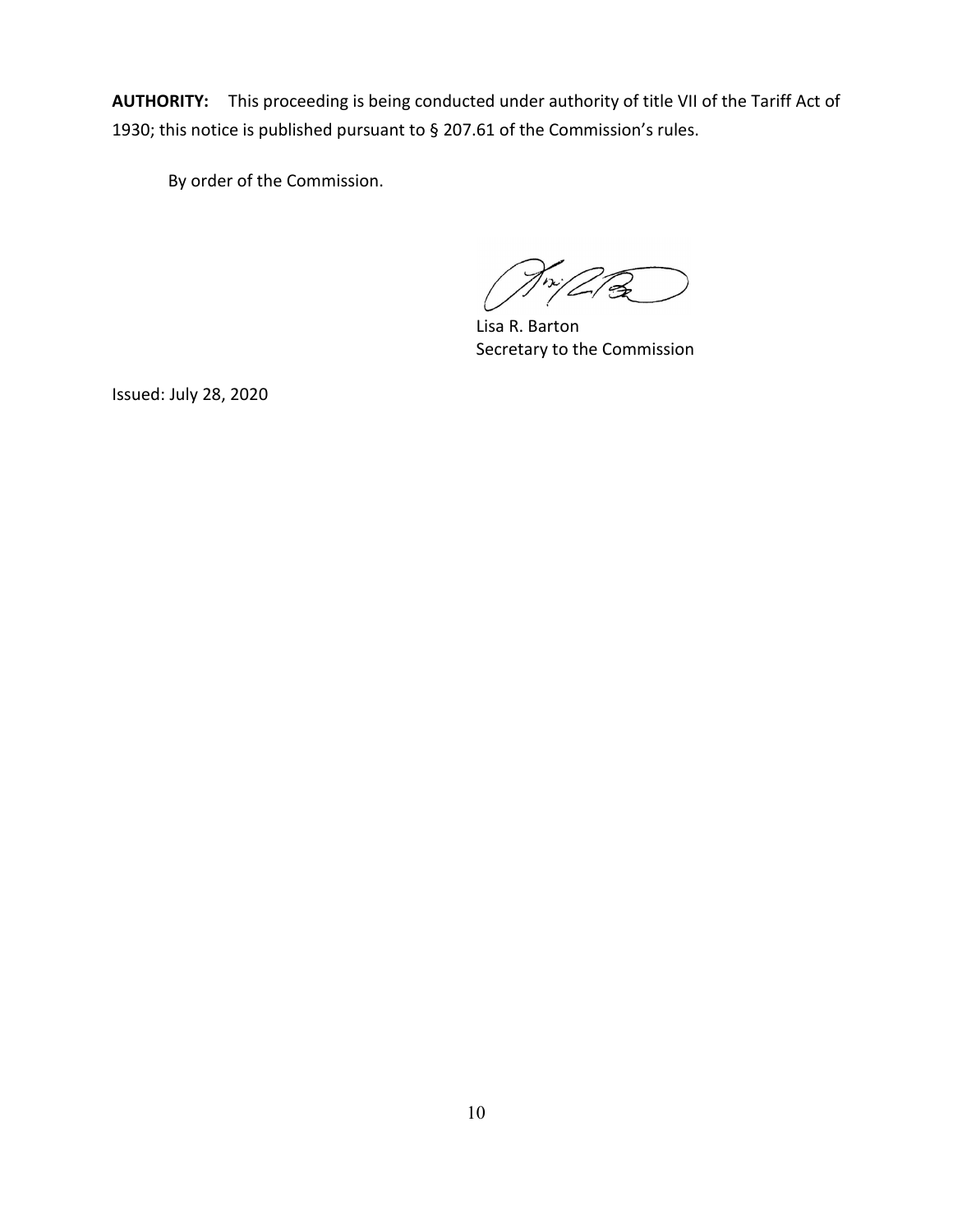**AUTHORITY:** This proceeding is being conducted under authority of title VII of the Tariff Act of 1930; this notice is published pursuant to § 207.61 of the Commission's rules.

By order of the Commission.

Lisa R. Barton
Secretary to the Commission

Issued: July 28, 2020